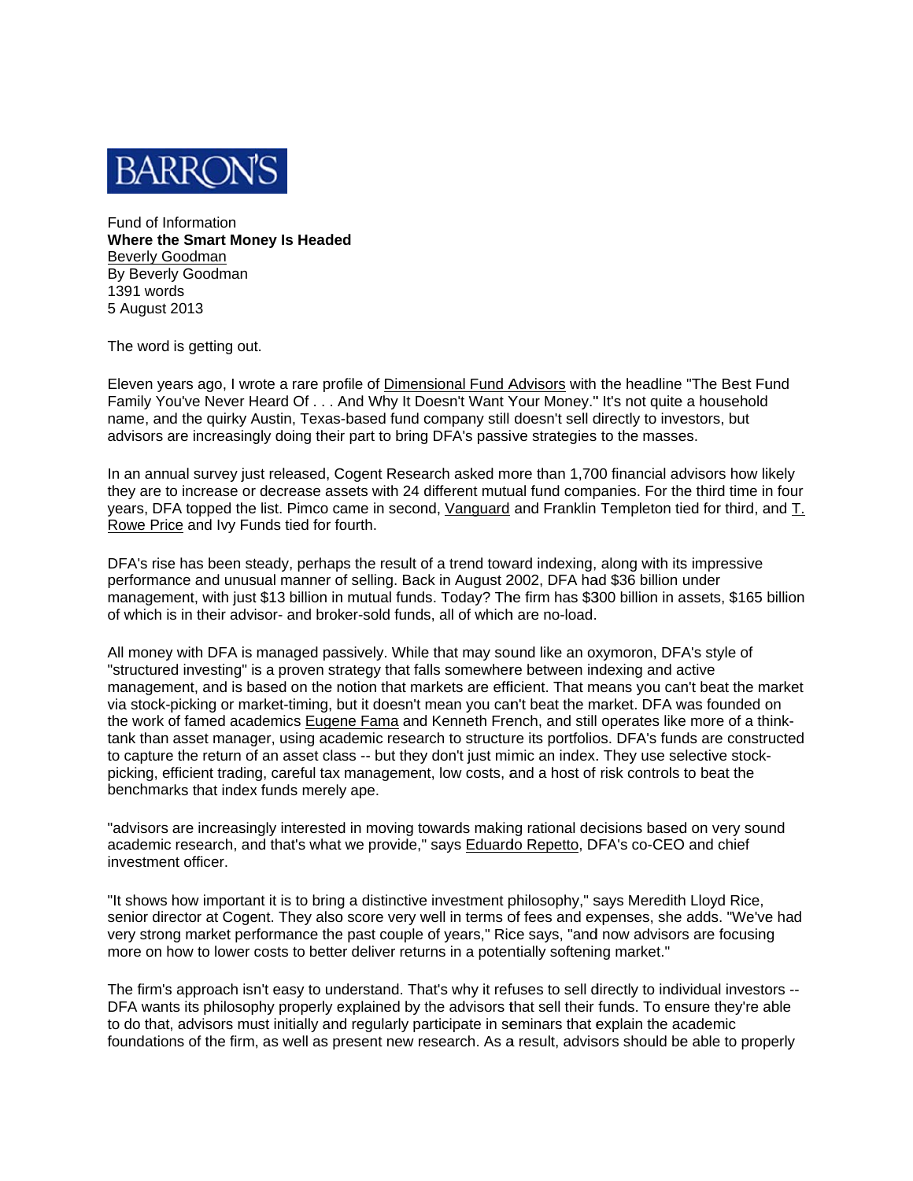BARRON'S

Fund of Information

**Where the Smart Money Is Headed**

Beverly Goodman

By Beverly Goodman

1391 words

5 August 2013

The word is getting out.

Eleven years ago, I wrote a rare profile of Dimensional Fund Advisors with the headline "The Best Fund Family You've Never Heard Of . . . And Why It Doesn't Want Your Money." It's not quite a household name, and the quirky Austin, Texas-based fund company still doesn't sell directly to investors, but advisors are increasingly doing their part to bring DFA's passive strategies to the masses.

In an annual survey just released, Cogent Research asked more than 1,700 financial advisors how likely they are to increase or decrease assets with 24 different mutual fund companies. For the third time in four years, DFA topped the list. Pimco came in second, Vanguard and Franklin Templeton tied for third, and T. Rowe Price and Ivy Funds tied for fourth.

DFA's rise has been steady, perhaps the result of a trend toward indexing, along with its impressive performance and unusual manner of selling. Back in August 2002, DFA had $36 billion under management, with just $13 billion in mutual funds. Today? The firm has $300 billion in assets, $165 billion of which is in their advisor- and broker-sold funds, all of which are no-load.

All money with DFA is managed passively. While that may sound like an oxymoron, DFA's style of "structured investing" is a proven strategy that falls somewhere between indexing and active management, and is based on the notion that markets are efficient. That means you can't beat the market via stock-picking or market-timing, but it doesn't mean you can't beat the market. DFA was founded on the work of famed academics Eugene Fama and Kenneth French, and still operates like more of a think-tank than asset manager, using academic research to structure its portfolios. DFA's funds are constructed to capture the return of an asset class -- but they don't just mimic an index. They use selective stock-picking, efficient trading, careful tax management, low costs, and a host of risk controls to beat the benchmarks that index funds merely ape.

"advisors are increasingly interested in moving towards making rational decisions based on very sound academic research, and that's what we provide," says Eduardo Repetto, DFA's co-CEO and chief investment officer.

"It shows how important it is to bring a distinctive investment philosophy," says Meredith Lloyd Rice, senior director at Cogent. They also score very well in terms of fees and expenses, she adds. "We've had very strong market performance the past couple of years," Rice says, "and now advisors are focusing more on how to lower costs to better deliver returns in a potentially softening market."

The firm's approach isn't easy to understand. That's why it refuses to sell directly to individual investors -- DFA wants its philosophy properly explained by the advisors that sell their funds. To ensure they're able to do that, advisors must initially and regularly participate in seminars that explain the academic foundations of the firm, as well as present new research. As a result, advisors should be able to properly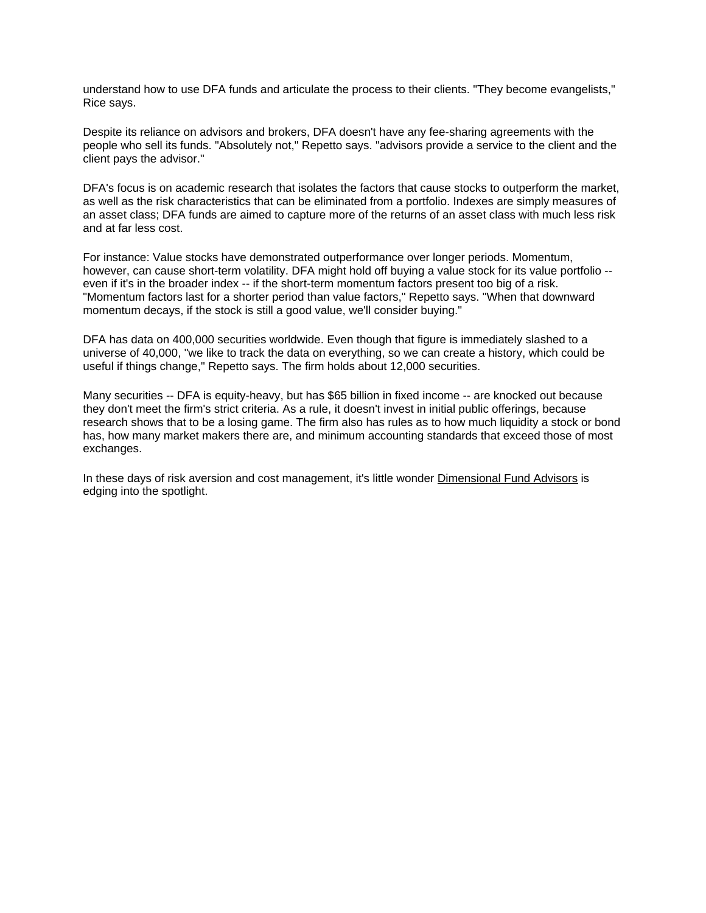understand how to use DFA funds and articulate the process to their clients. "They become evangelists," Rice says.

Despite its reliance on advisors and brokers, DFA doesn't have any fee-sharing agreements with the people who sell its funds. "Absolutely not," Repetto says. "advisors provide a service to the client and the client pays the advisor."

DFA's focus is on academic research that isolates the factors that cause stocks to outperform the market, as well as the risk characteristics that can be eliminated from a portfolio. Indexes are simply measures of an asset class; DFA funds are aimed to capture more of the returns of an asset class with much less risk and at far less cost.

For instance: Value stocks have demonstrated outperformance over longer periods. Momentum, however, can cause short-term volatility. DFA might hold off buying a value stock for its value portfolio -- even if it's in the broader index -- if the short-term momentum factors present too big of a risk. "Momentum factors last for a shorter period than value factors," Repetto says. "When that downward momentum decays, if the stock is still a good value, we'll consider buying."

DFA has data on 400,000 securities worldwide. Even though that figure is immediately slashed to a universe of 40,000, "we like to track the data on everything, so we can create a history, which could be useful if things change," Repetto says. The firm holds about 12,000 securities.

Many securities -- DFA is equity-heavy, but has $65 billion in fixed income -- are knocked out because they don't meet the firm's strict criteria. As a rule, it doesn't invest in initial public offerings, because research shows that to be a losing game. The firm also has rules as to how much liquidity a stock or bond has, how many market makers there are, and minimum accounting standards that exceed those of most exchanges.

In these days of risk aversion and cost management, it's little wonder Dimensional Fund Advisors is edging into the spotlight.